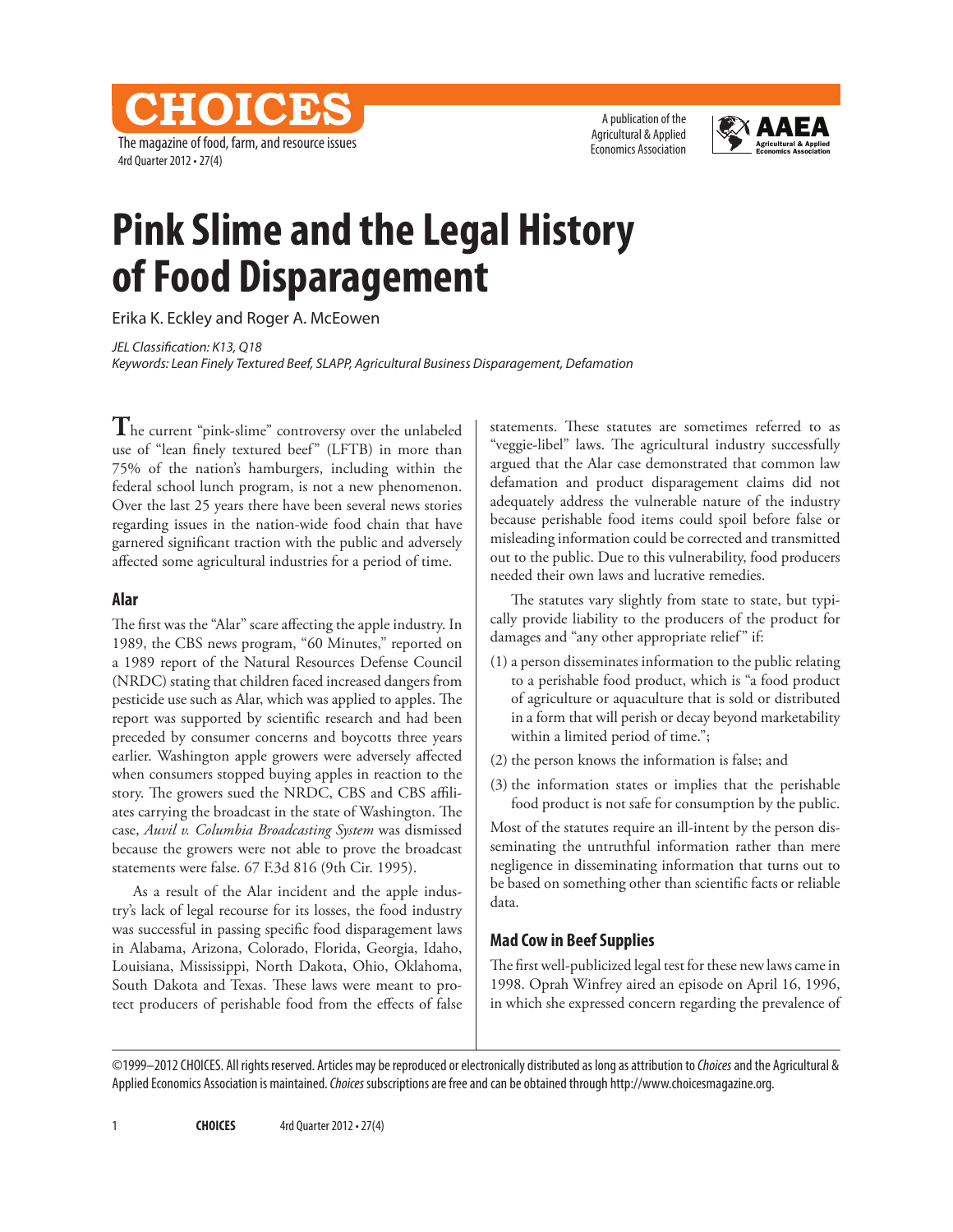# Pink Slime and the Legal History of Food Disparagement

Erika K. Eckley and Roger A. McEowen

*JEL Classification: K13, Q18*
*Keywords: Lean Finely Textured Beef, SLAPP, Agricultural Business Disparagement, Defamation*

The current "pink-slime" controversy over the unlabeled use of "lean finely textured beef" (LFTB) in more than 75% of the nation's hamburgers, including within the federal school lunch program, is not a new phenomenon. Over the last 25 years there have been several news stories regarding issues in the nation-wide food chain that have garnered significant traction with the public and adversely affected some agricultural industries for a period of time.

## Alar

The first was the "Alar" scare affecting the apple industry. In 1989, the CBS news program, "60 Minutes," reported on a 1989 report of the Natural Resources Defense Council (NRDC) stating that children faced increased dangers from pesticide use such as Alar, which was applied to apples. The report was supported by scientific research and had been preceded by consumer concerns and boycotts three years earlier. Washington apple growers were adversely affected when consumers stopped buying apples in reaction to the story. The growers sued the NRDC, CBS and CBS affiliates carrying the broadcast in the state of Washington. The case, *Auvil v. Columbia Broadcasting System* was dismissed because the growers were not able to prove the broadcast statements were false. 67 F.3d 816 (9th Cir. 1995).

As a result of the Alar incident and the apple industry's lack of legal recourse for its losses, the food industry was successful in passing specific food disparagement laws in Alabama, Arizona, Colorado, Florida, Georgia, Idaho, Louisiana, Mississippi, North Dakota, Ohio, Oklahoma, South Dakota and Texas. These laws were meant to protect producers of perishable food from the effects of false statements. These statutes are sometimes referred to as "veggie-libel" laws. The agricultural industry successfully argued that the Alar case demonstrated that common law defamation and product disparagement claims did not adequately address the vulnerable nature of the industry because perishable food items could spoil before false or misleading information could be corrected and transmitted out to the public. Due to this vulnerability, food producers needed their own laws and lucrative remedies.

The statutes vary slightly from state to state, but typically provide liability to the producers of the product for damages and "any other appropriate relief" if:

(1) a person disseminates information to the public relating to a perishable food product, which is "a food product of agriculture or aquaculture that is sold or distributed in a form that will perish or decay beyond marketability within a limited period of time.";

(2) the person knows the information is false; and

(3) the information states or implies that the perishable food product is not safe for consumption by the public.

Most of the statutes require an ill-intent by the person disseminating the untruthful information rather than mere negligence in disseminating information that turns out to be based on something other than scientific facts or reliable data.

## Mad Cow in Beef Supplies

The first well-publicized legal test for these new laws came in 1998. Oprah Winfrey aired an episode on April 16, 1996, in which she expressed concern regarding the prevalence of

©1999–2012 CHOICES. All rights reserved. Articles may be reproduced or electronically distributed as long as attribution to *Choices* and the Agricultural & Applied Economics Association is maintained. *Choices* subscriptions are free and can be obtained through http://www.choicesmagazine.org.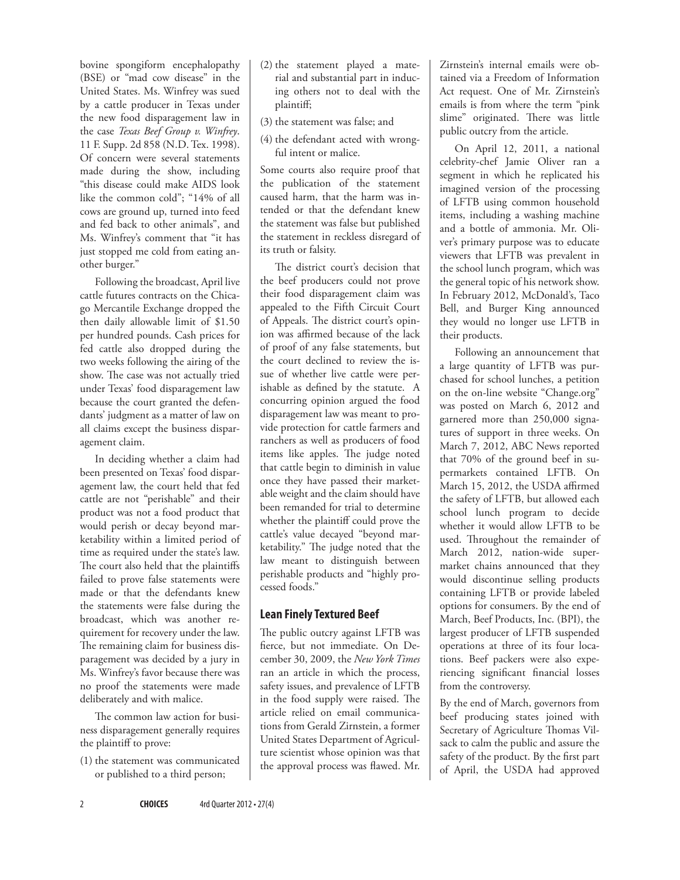bovine spongiform encephalopathy (BSE) or "mad cow disease" in the United States. Ms. Winfrey was sued by a cattle producer in Texas under the new food disparagement law in the case *Texas Beef Group v. Winfrey*. 11 F. Supp. 2d 858 (N.D. Tex. 1998). Of concern were several statements made during the show, including "this disease could make AIDS look like the common cold"; "14% of all cows are ground up, turned into feed and fed back to other animals", and Ms. Winfrey's comment that "it has just stopped me cold from eating another burger."

Following the broadcast, April live cattle futures contracts on the Chicago Mercantile Exchange dropped the then daily allowable limit of $1.50 per hundred pounds. Cash prices for fed cattle also dropped during the two weeks following the airing of the show. The case was not actually tried under Texas' food disparagement law because the court granted the defendants' judgment as a matter of law on all claims except the business disparagement claim.

In deciding whether a claim had been presented on Texas' food disparagement law, the court held that fed cattle are not "perishable" and their product was not a food product that would perish or decay beyond marketability within a limited period of time as required under the state's law. The court also held that the plaintiffs failed to prove false statements were made or that the defendants knew the statements were false during the broadcast, which was another requirement for recovery under the law. The remaining claim for business disparagement was decided by a jury in Ms. Winfrey's favor because there was no proof the statements were made deliberately and with malice.

The common law action for business disparagement generally requires the plaintiff to prove:

(1) the statement was communicated or published to a third person;
(2) the statement played a material and substantial part in inducing others not to deal with the plaintiff;
(3) the statement was false; and
(4) the defendant acted with wrongful intent or malice.

Some courts also require proof that the publication of the statement caused harm, that the harm was intended or that the defendant knew the statement was false but published the statement in reckless disregard of its truth or falsity.

The district court's decision that the beef producers could not prove their food disparagement claim was appealed to the Fifth Circuit Court of Appeals. The district court's opinion was affirmed because of the lack of proof of any false statements, but the court declined to review the issue of whether live cattle were perishable as defined by the statute. A concurring opinion argued the food disparagement law was meant to provide protection for cattle farmers and ranchers as well as producers of food items like apples. The judge noted that cattle begin to diminish in value once they have passed their marketable weight and the claim should have been remanded for trial to determine whether the plaintiff could prove the cattle's value decayed "beyond marketability." The judge noted that the law meant to distinguish between perishable products and "highly processed foods."

## Lean Finely Textured Beef

The public outcry against LFTB was fierce, but not immediate. On December 30, 2009, the *New York Times* ran an article in which the process, safety issues, and prevalence of LFTB in the food supply were raised. The article relied on email communications from Gerald Zirnstein, a former United States Department of Agriculture scientist whose opinion was that the approval process was flawed. Mr. Zirnstein's internal emails were obtained via a Freedom of Information Act request. One of Mr. Zirnstein's emails is from where the term "pink slime" originated. There was little public outcry from the article.

On April 12, 2011, a national celebrity-chef Jamie Oliver ran a segment in which he replicated his imagined version of the processing of LFTB using common household items, including a washing machine and a bottle of ammonia. Mr. Oliver's primary purpose was to educate viewers that LFTB was prevalent in the school lunch program, which was the general topic of his network show. In February 2012, McDonald's, Taco Bell, and Burger King announced they would no longer use LFTB in their products.

Following an announcement that a large quantity of LFTB was purchased for school lunches, a petition on the on-line website "Change.org" was posted on March 6, 2012 and garnered more than 250,000 signatures of support in three weeks. On March 7, 2012, ABC News reported that 70% of the ground beef in supermarkets contained LFTB. On March 15, 2012, the USDA affirmed the safety of LFTB, but allowed each school lunch program to decide whether it would allow LFTB to be used. Throughout the remainder of March 2012, nation-wide supermarket chains announced that they would discontinue selling products containing LFTB or provide labeled options for consumers. By the end of March, Beef Products, Inc. (BPI), the largest producer of LFTB suspended operations at three of its four locations. Beef packers were also experiencing significant financial losses from the controversy.

By the end of March, governors from beef producing states joined with Secretary of Agriculture Thomas Vilsack to calm the public and assure the safety of the product. By the first part of April, the USDA had approved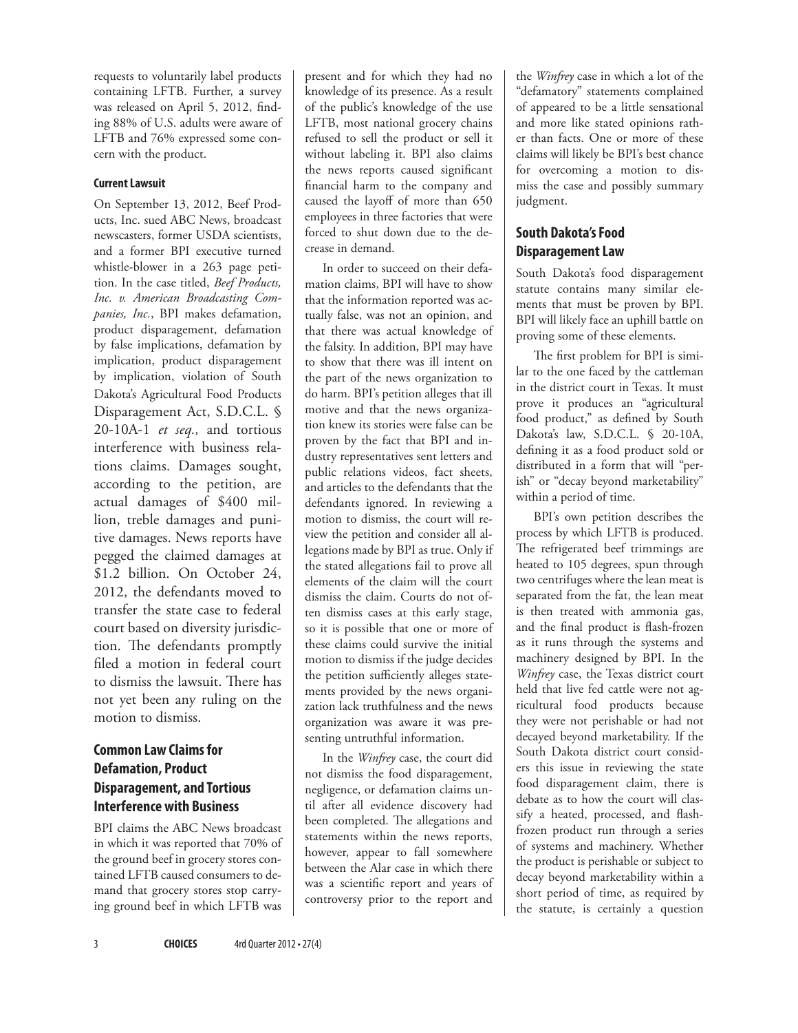requests to voluntarily label products containing LFTB. Further, a survey was released on April 5, 2012, finding 88% of U.S. adults were aware of LFTB and 76% expressed some concern with the product.

#### Current Lawsuit

On September 13, 2012, Beef Products, Inc. sued ABC News, broadcast newscasters, former USDA scientists, and a former BPI executive turned whistle-blower in a 263 page petition. In the case titled, *Beef Products, Inc. v. American Broadcasting Companies, Inc.*, BPI makes defamation, product disparagement, defamation by false implications, defamation by implication, product disparagement by implication, violation of South Dakota's Agricultural Food Products Disparagement Act, S.D.C.L. § 20-10A-1 *et seq.,* and tortious interference with business relations claims. Damages sought, according to the petition, are actual damages of $400 million, treble damages and punitive damages. News reports have pegged the claimed damages at $1.2 billion. On October 24, 2012, the defendants moved to transfer the state case to federal court based on diversity jurisdiction. The defendants promptly filed a motion in federal court to dismiss the lawsuit. There has not yet been any ruling on the motion to dismiss.

## Common Law Claims for Defamation, Product Disparagement, and Tortious Interference with Business

BPI claims the ABC News broadcast in which it was reported that 70% of the ground beef in grocery stores contained LFTB caused consumers to demand that grocery stores stop carrying ground beef in which LFTB was present and for which they had no knowledge of its presence. As a result of the public's knowledge of the use LFTB, most national grocery chains refused to sell the product or sell it without labeling it. BPI also claims the news reports caused significant financial harm to the company and caused the layoff of more than 650 employees in three factories that were forced to shut down due to the decrease in demand.

In order to succeed on their defamation claims, BPI will have to show that the information reported was actually false, was not an opinion, and that there was actual knowledge of the falsity. In addition, BPI may have to show that there was ill intent on the part of the news organization to do harm. BPI's petition alleges that ill motive and that the news organization knew its stories were false can be proven by the fact that BPI and industry representatives sent letters and public relations videos, fact sheets, and articles to the defendants that the defendants ignored. In reviewing a motion to dismiss, the court will review the petition and consider all allegations made by BPI as true. Only if the stated allegations fail to prove all elements of the claim will the court dismiss the claim. Courts do not often dismiss cases at this early stage, so it is possible that one or more of these claims could survive the initial motion to dismiss if the judge decides the petition sufficiently alleges statements provided by the news organization lack truthfulness and the news organization was aware it was presenting untruthful information.

In the *Winfrey* case, the court did not dismiss the food disparagement, negligence, or defamation claims until after all evidence discovery had been completed. The allegations and statements within the news reports, however, appear to fall somewhere between the Alar case in which there was a scientific report and years of controversy prior to the report and the *Winfrey* case in which a lot of the "defamatory" statements complained of appeared to be a little sensational and more like stated opinions rather than facts. One or more of these claims will likely be BPI's best chance for overcoming a motion to dismiss the case and possibly summary judgment.

## South Dakota's Food Disparagement Law

South Dakota's food disparagement statute contains many similar elements that must be proven by BPI. BPI will likely face an uphill battle on proving some of these elements.

The first problem for BPI is similar to the one faced by the cattleman in the district court in Texas. It must prove it produces an "agricultural food product," as defined by South Dakota's law, S.D.C.L. § 20-10A, defining it as a food product sold or distributed in a form that will "perish" or "decay beyond marketability" within a period of time.

BPI's own petition describes the process by which LFTB is produced. The refrigerated beef trimmings are heated to 105 degrees, spun through two centrifuges where the lean meat is separated from the fat, the lean meat is then treated with ammonia gas, and the final product is flash-frozen as it runs through the systems and machinery designed by BPI. In the *Winfrey* case, the Texas district court held that live fed cattle were not agricultural food products because they were not perishable or had not decayed beyond marketability. If the South Dakota district court considers this issue in reviewing the state food disparagement claim, there is debate as to how the court will classify a heated, processed, and flash-frozen product run through a series of systems and machinery. Whether the product is perishable or subject to decay beyond marketability within a short period of time, as required by the statute, is certainly a question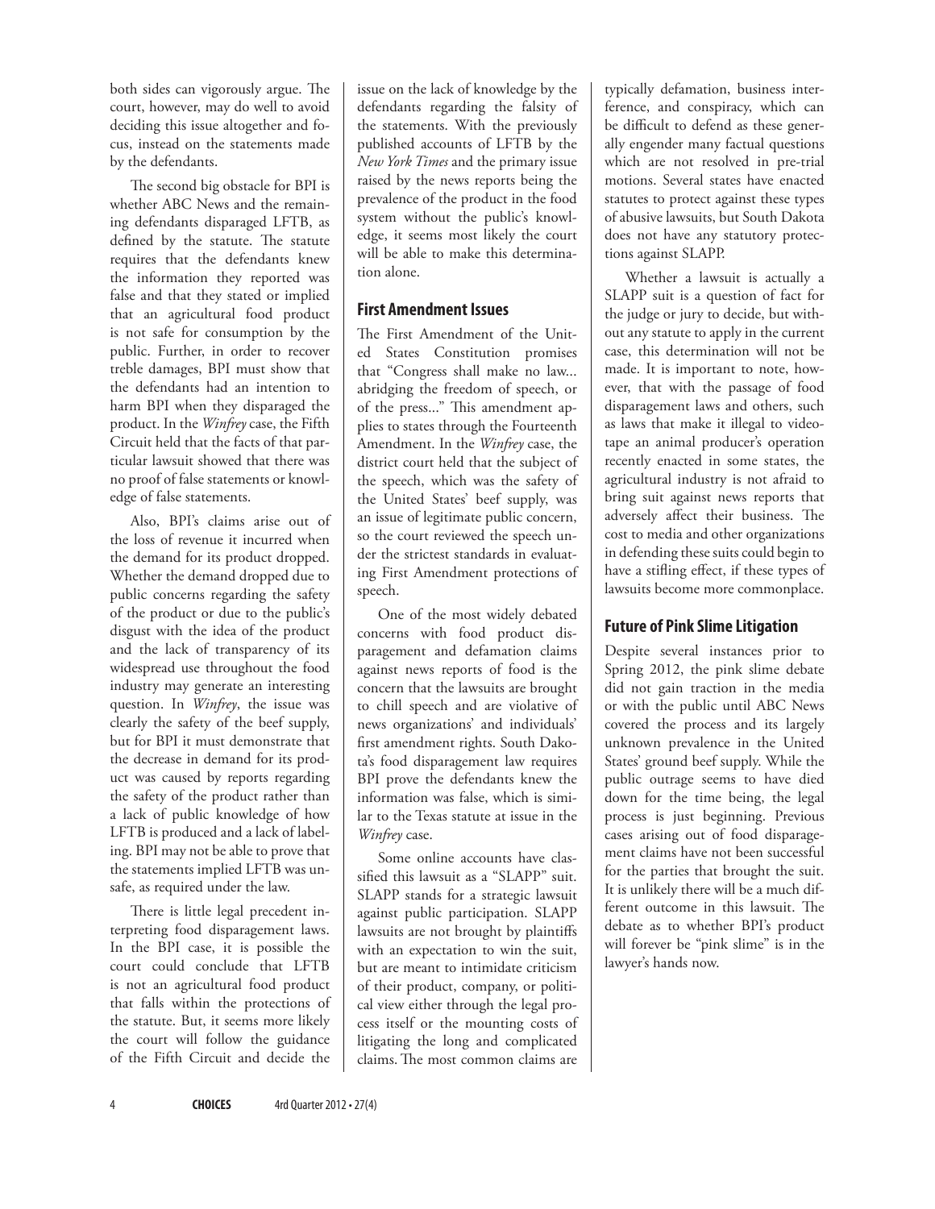both sides can vigorously argue. The court, however, may do well to avoid deciding this issue altogether and focus, instead on the statements made by the defendants.

The second big obstacle for BPI is whether ABC News and the remaining defendants disparaged LFTB, as defined by the statute. The statute requires that the defendants knew the information they reported was false and that they stated or implied that an agricultural food product is not safe for consumption by the public. Further, in order to recover treble damages, BPI must show that the defendants had an intention to harm BPI when they disparaged the product. In the *Winfrey* case, the Fifth Circuit held that the facts of that particular lawsuit showed that there was no proof of false statements or knowledge of false statements.

Also, BPI's claims arise out of the loss of revenue it incurred when the demand for its product dropped. Whether the demand dropped due to public concerns regarding the safety of the product or due to the public's disgust with the idea of the product and the lack of transparency of its widespread use throughout the food industry may generate an interesting question. In *Winfrey*, the issue was clearly the safety of the beef supply, but for BPI it must demonstrate that the decrease in demand for its product was caused by reports regarding the safety of the product rather than a lack of public knowledge of how LFTB is produced and a lack of labeling. BPI may not be able to prove that the statements implied LFTB was unsafe, as required under the law.

There is little legal precedent interpreting food disparagement laws. In the BPI case, it is possible the court could conclude that LFTB is not an agricultural food product that falls within the protections of the statute. But, it seems more likely the court will follow the guidance of the Fifth Circuit and decide the issue on the lack of knowledge by the defendants regarding the falsity of the statements. With the previously published accounts of LFTB by the *New York Times* and the primary issue raised by the news reports being the prevalence of the product in the food system without the public's knowledge, it seems most likely the court will be able to make this determination alone.

## First Amendment Issues

The First Amendment of the United States Constitution promises that "Congress shall make no law... abridging the freedom of speech, or of the press..." This amendment applies to states through the Fourteenth Amendment. In the *Winfrey* case, the district court held that the subject of the speech, which was the safety of the United States' beef supply, was an issue of legitimate public concern, so the court reviewed the speech under the strictest standards in evaluating First Amendment protections of speech.

One of the most widely debated concerns with food product disparagement and defamation claims against news reports of food is the concern that the lawsuits are brought to chill speech and are violative of news organizations' and individuals' first amendment rights. South Dakota's food disparagement law requires BPI prove the defendants knew the information was false, which is similar to the Texas statute at issue in the *Winfrey* case.

Some online accounts have classified this lawsuit as a "SLAPP" suit. SLAPP stands for a strategic lawsuit against public participation. SLAPP lawsuits are not brought by plaintiffs with an expectation to win the suit, but are meant to intimidate criticism of their product, company, or political view either through the legal process itself or the mounting costs of litigating the long and complicated claims. The most common claims are typically defamation, business interference, and conspiracy, which can be difficult to defend as these generally engender many factual questions which are not resolved in pre-trial motions. Several states have enacted statutes to protect against these types of abusive lawsuits, but South Dakota does not have any statutory protections against SLAPP.

Whether a lawsuit is actually a SLAPP suit is a question of fact for the judge or jury to decide, but without any statute to apply in the current case, this determination will not be made. It is important to note, however, that with the passage of food disparagement laws and others, such as laws that make it illegal to videotape an animal producer's operation recently enacted in some states, the agricultural industry is not afraid to bring suit against news reports that adversely affect their business. The cost to media and other organizations in defending these suits could begin to have a stifling effect, if these types of lawsuits become more commonplace.

## Future of Pink Slime Litigation

Despite several instances prior to Spring 2012, the pink slime debate did not gain traction in the media or with the public until ABC News covered the process and its largely unknown prevalence in the United States' ground beef supply. While the public outrage seems to have died down for the time being, the legal process is just beginning. Previous cases arising out of food disparagement claims have not been successful for the parties that brought the suit. It is unlikely there will be a much different outcome in this lawsuit. The debate as to whether BPI's product will forever be "pink slime" is in the lawyer's hands now.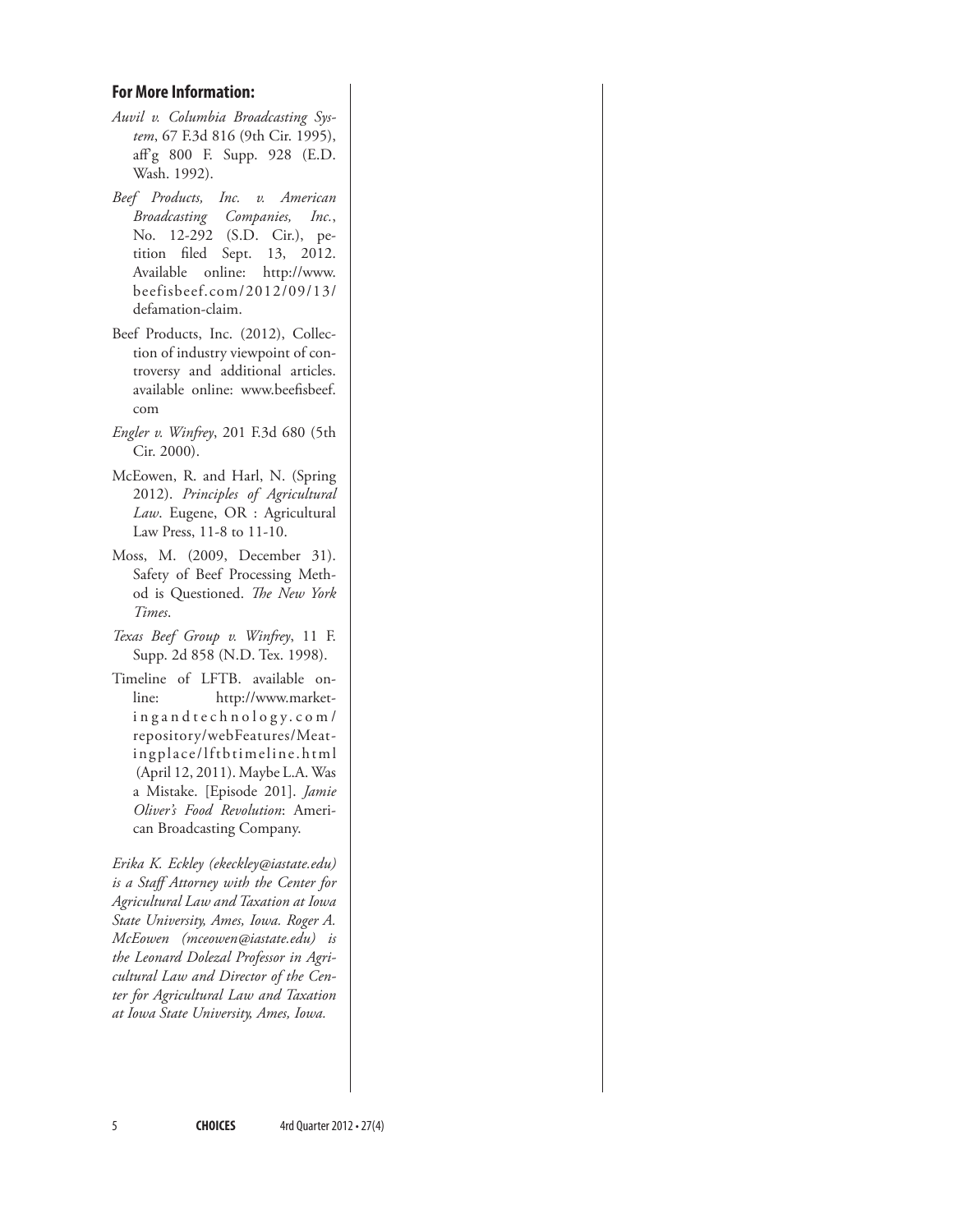## For More Information:

*Auvil v. Columbia Broadcasting System*, 67 F.3d 816 (9th Cir. 1995), aff'g 800 F. Supp. 928 (E.D. Wash. 1992).

*Beef Products, Inc. v. American Broadcasting Companies, Inc.*, No. 12-292 (S.D. Cir.), petition filed Sept. 13, 2012. Available online: http://www.beefisbeef.com/2012/09/13/defamation-claim.

Beef Products, Inc. (2012), Collection of industry viewpoint of controversy and additional articles. available online: www.beefisbeef.com

*Engler v. Winfrey*, 201 F.3d 680 (5th Cir. 2000).

McEowen, R. and Harl, N. (Spring 2012). *Principles of Agricultural Law*. Eugene, OR : Agricultural Law Press, 11-8 to 11-10.

Moss, M. (2009, December 31). Safety of Beef Processing Method is Questioned. *The New York Times*.

*Texas Beef Group v. Winfrey*, 11 F. Supp. 2d 858 (N.D. Tex. 1998).

Timeline of LFTB. available online: http://www.marketingandtechnology.com/repository/webFeatures/Meatingplace/lftbtimeline.html (April 12, 2011). Maybe L.A. Was a Mistake. [Episode 201]. *Jamie Oliver's Food Revolution*: American Broadcasting Company.

*Erika K. Eckley (ekeckley@iastate.edu) is a Staff Attorney with the Center for Agricultural Law and Taxation at Iowa State University, Ames, Iowa. Roger A. McEowen (mceowen@iastate.edu) is the Leonard Dolezal Professor in Agricultural Law and Director of the Center for Agricultural Law and Taxation at Iowa State University, Ames, Iowa.*